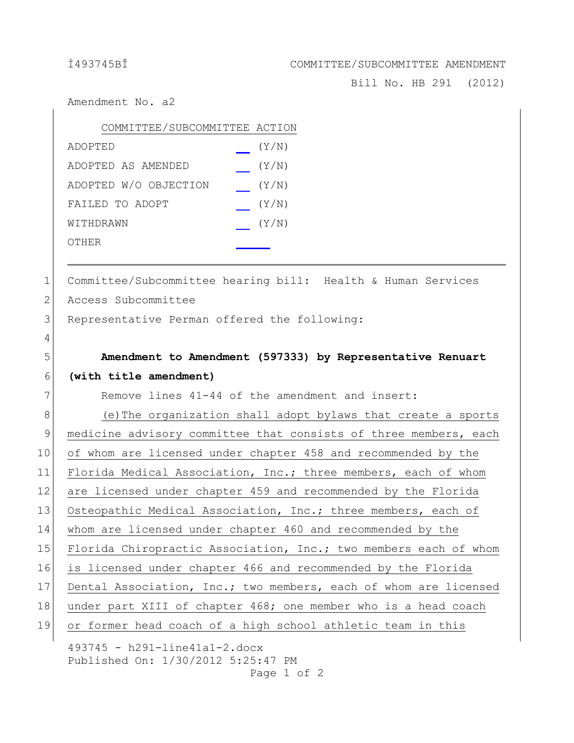COMMITTEE/SUBCOMMITTEE AMENDMENT

Bill No. HB 291 (2012)

Amendment No. a2

| COMMITTEE/SUBCOMMITTEE ACTION | |
|---|---|
| ADOPTED | __ (Y/N) |
| ADOPTED AS AMENDED | __ (Y/N) |
| ADOPTED W/O OBJECTION | __ (Y/N) |
| FAILED TO ADOPT | __ (Y/N) |
| WITHDRAWN | __ (Y/N) |
| OTHER | ____ |

1 Committee/Subcommittee hearing bill: Health & Human Services
2 Access Subcommittee
3 Representative Perman offered the following:
4
5 **Amendment to Amendment (597333) by Representative Renuart**
6 **(with title amendment)**
7 Remove lines 41-44 of the amendment and insert:
8 (e) The organization shall adopt bylaws that create a sports
9 medicine advisory committee that consists of three members, each
10 of whom are licensed under chapter 458 and recommended by the
11 Florida Medical Association, Inc.; three members, each of whom
12 are licensed under chapter 459 and recommended by the Florida
13 Osteopathic Medical Association, Inc.; three members, each of
14 whom are licensed under chapter 460 and recommended by the
15 Florida Chiropractic Association, Inc.; two members each of whom
16 is licensed under chapter 466 and recommended by the Florida
17 Dental Association, Inc.; two members, each of whom are licensed
18 under part XIII of chapter 468; one member who is a head coach
19 or former head coach of a high school athletic team in this

493745 - h291-line41a1-2.docx
Published On: 1/30/2012 5:25:47 PM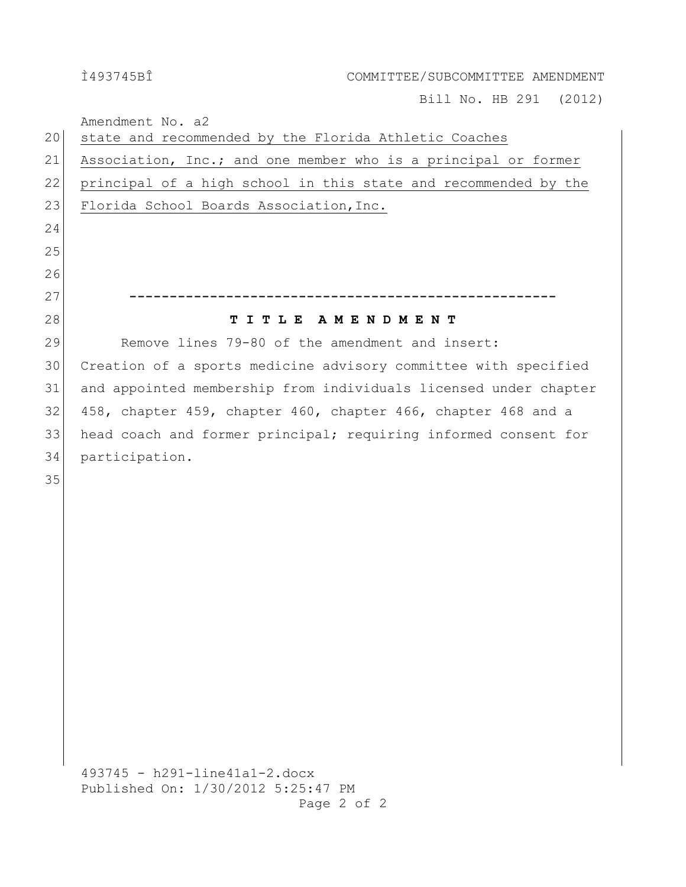Amendment No. a2

state and recommended by the Florida Athletic Coaches Association, Inc.; and one member who is a principal or former principal of a high school in this state and recommended by the Florida School Boards Association,Inc.

-----------------------------------------------------

**T I T L E A M E N D M E N T**

Remove lines 79-80 of the amendment and insert:
Creation of a sports medicine advisory committee with specified and appointed membership from individuals licensed under chapter 458, chapter 459, chapter 460, chapter 466, chapter 468 and a head coach and former principal; requiring informed consent for participation.

493745 - h291-line41a1-2.docx
Published On: 1/30/2012 5:25:47 PM